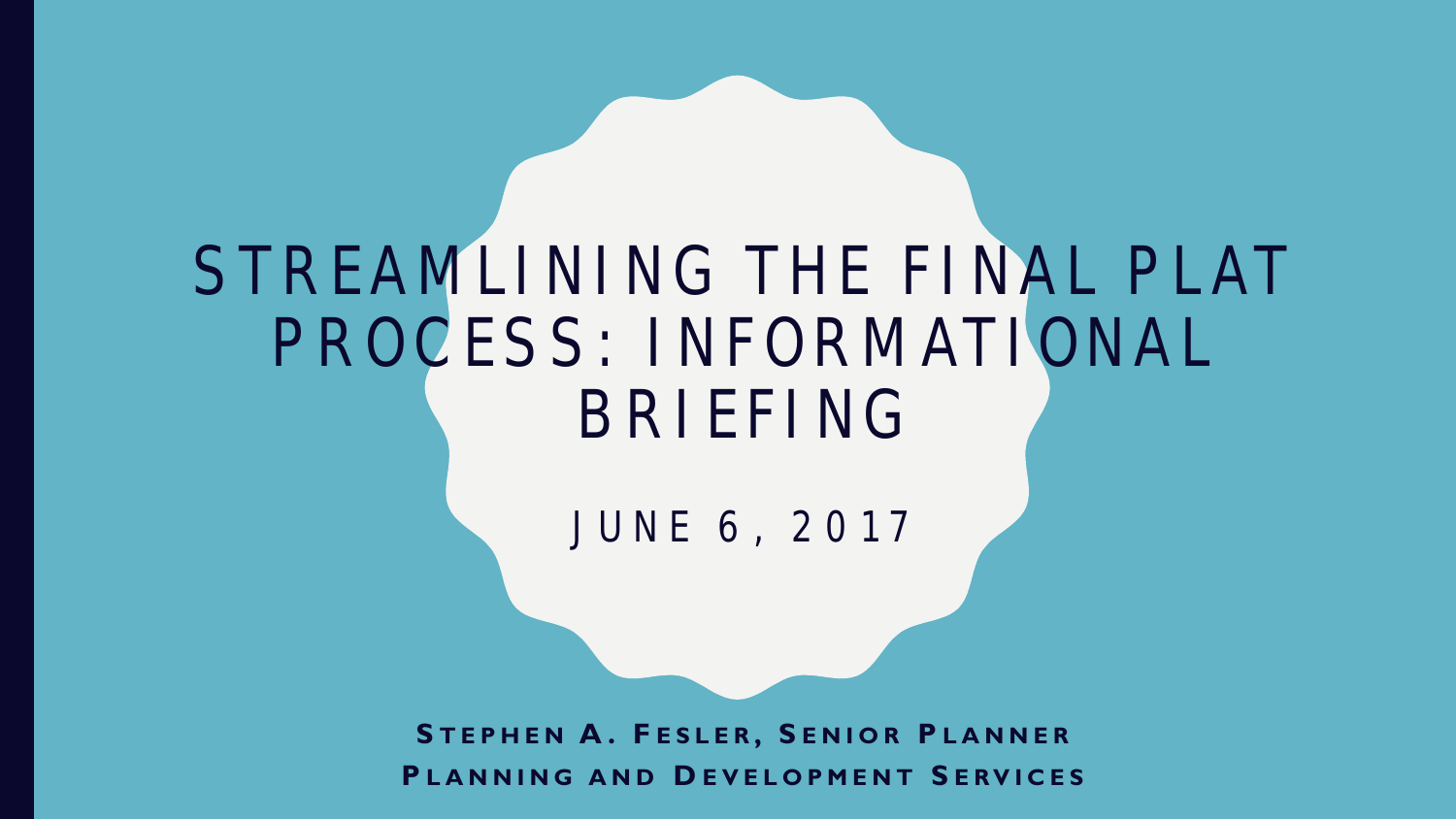# STREAMLINING THE FINAL PLAT PROCESS: INFORMATIONAL BRIEFING

JUNE 6, 2017

**Stephen A. Fesler, Senior Planner**

**Planning and Development Services**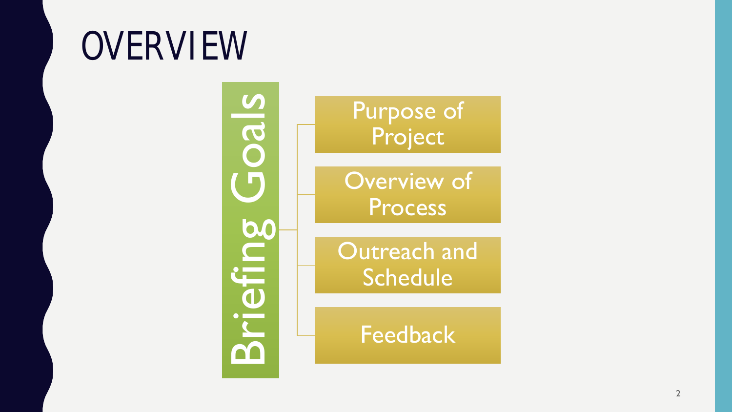# OVERVIEW

## Briefing Goals

- Purpose of Project
- Overview of Process
- Outreach and Schedule
- Feedback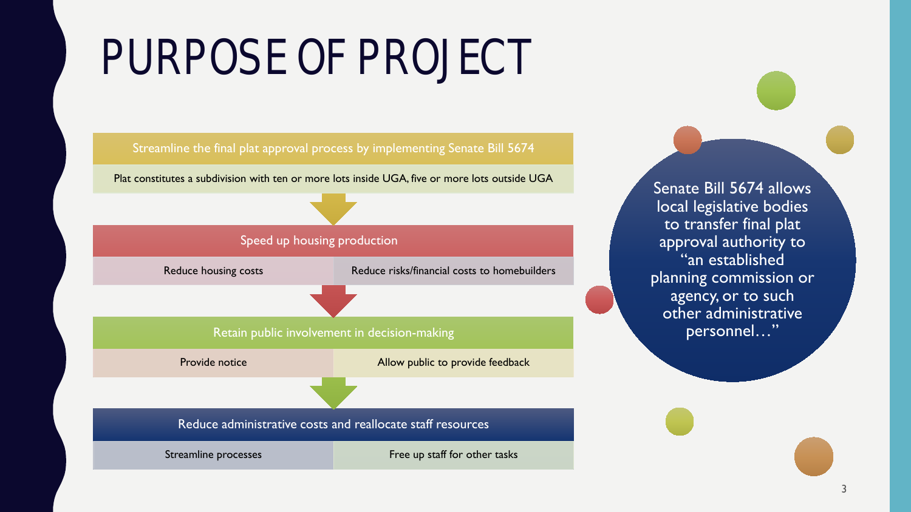# PURPOSE OF PROJECT

**Streamline the final plat approval process by implementing Senate Bill 5674**

Plat constitutes a subdivision with ten or more lots inside UGA, five or more lots outside UGA

**Speed up housing production**

- Reduce housing costs
- Reduce risks/financial costs to homebuilders

**Retain public involvement in decision-making**

- Provide notice
- Allow public to provide feedback

**Reduce administrative costs and reallocate staff resources**

- Streamline processes
- Free up staff for other tasks

Senate Bill 5674 allows local legislative bodies to transfer final plat approval authority to "an established planning commission or agency, or to such other administrative personnel…"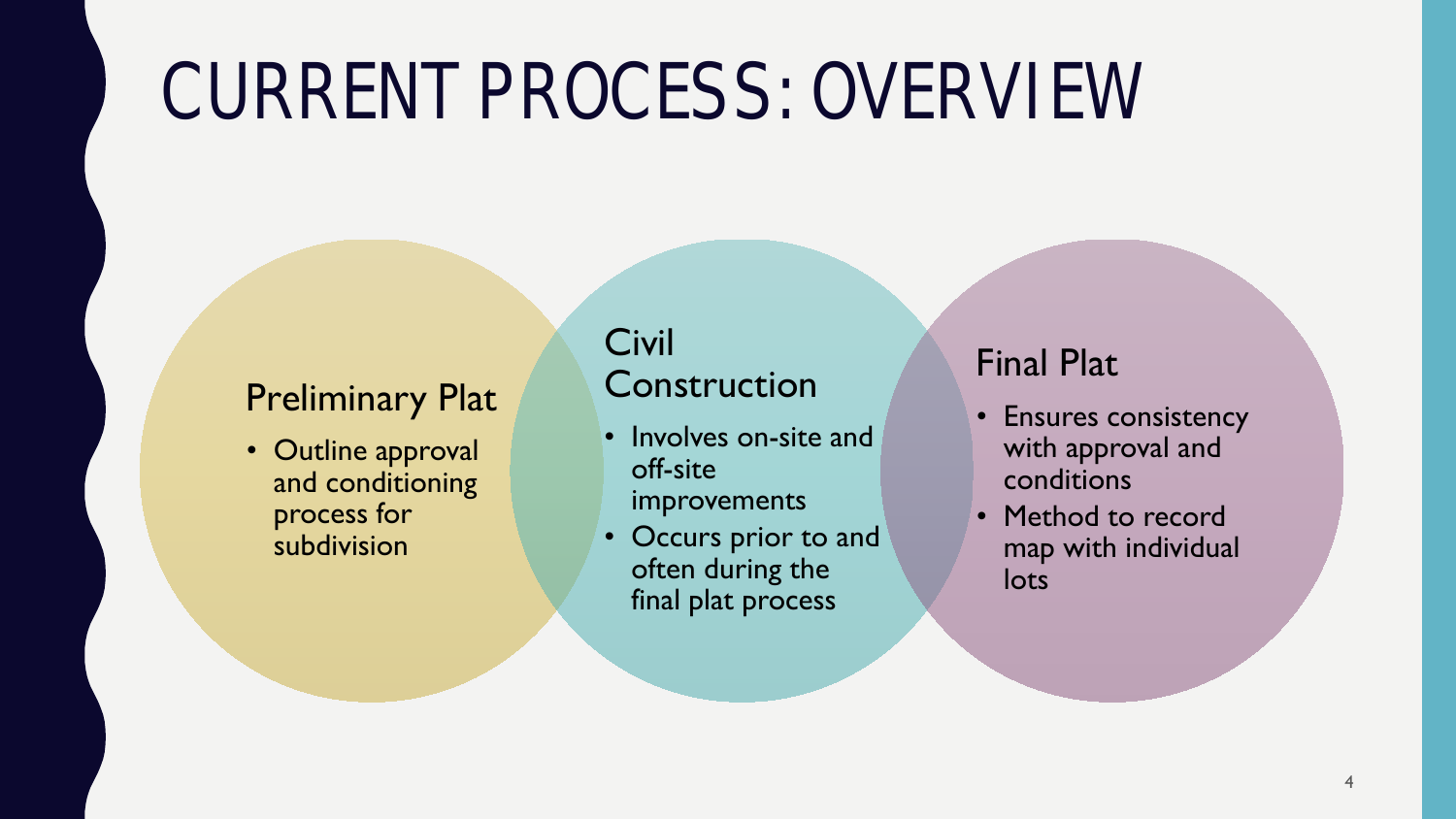# CURRENT PROCESS: OVERVIEW

## Preliminary Plat

- Outline approval and conditioning process for subdivision

## Civil Construction

- Involves on-site and off-site improvements
- Occurs prior to and often during the final plat process

## Final Plat

- Ensures consistency with approval and conditions
- Method to record map with individual lots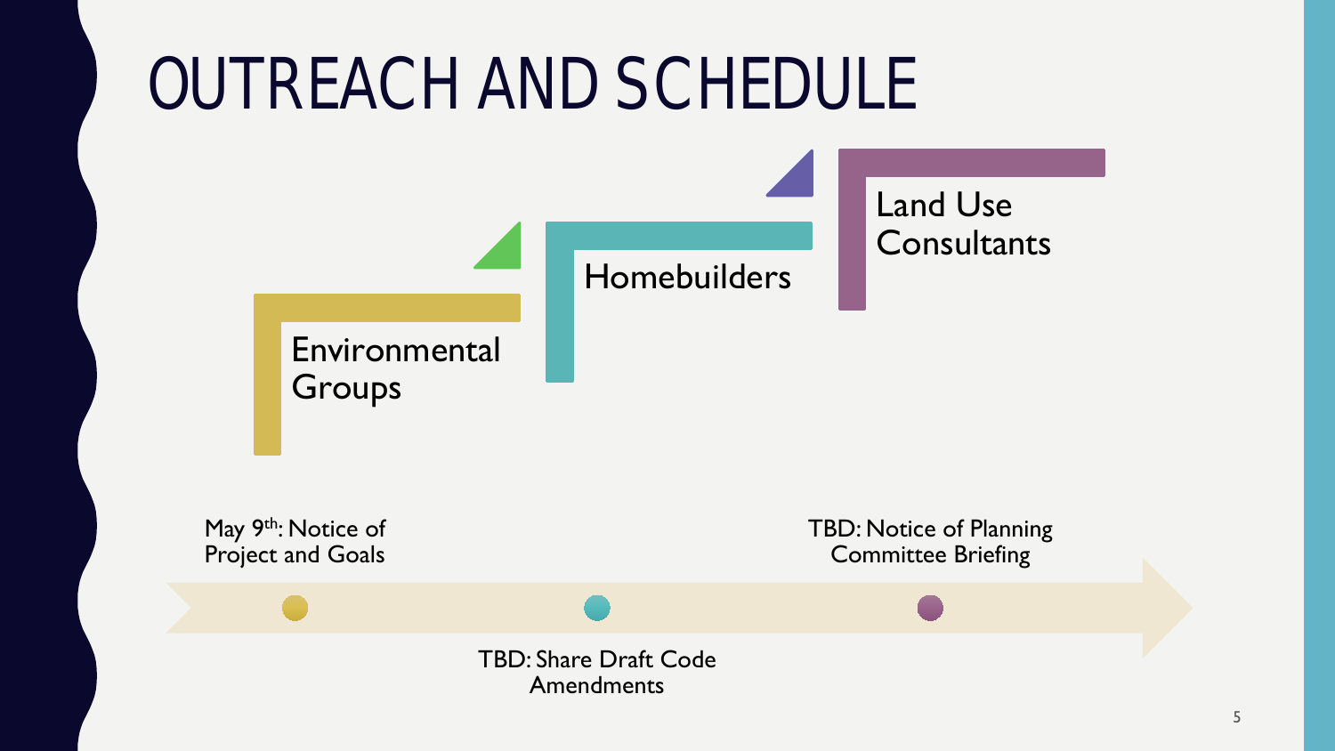# OUTREACH AND SCHEDULE

- Environmental Groups
- Homebuilders
- Land Use Consultants

May 9th: Notice of Project and Goals

TBD: Share Draft Code Amendments

TBD: Notice of Planning Committee Briefing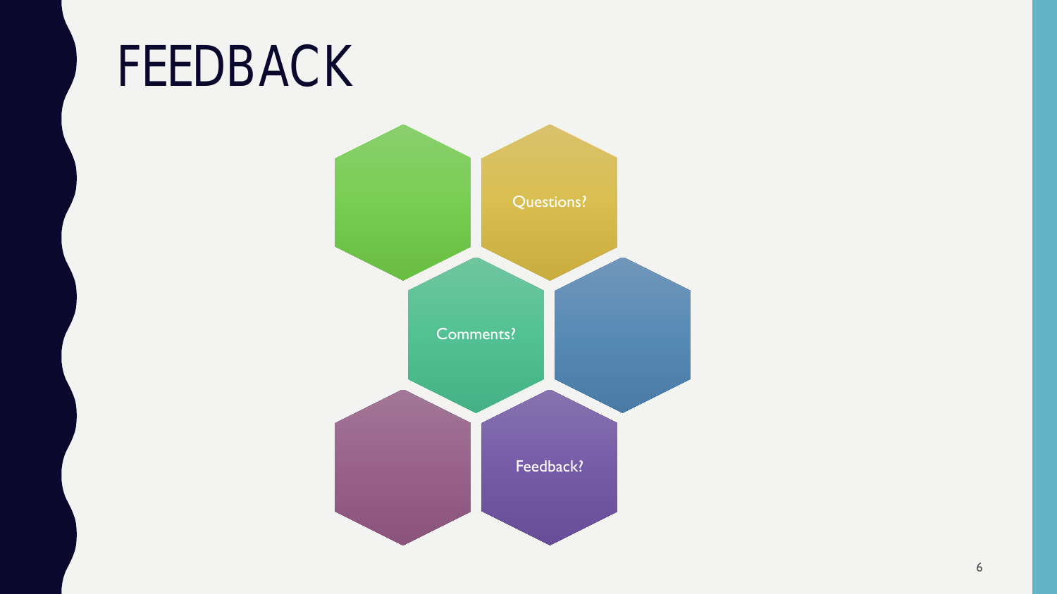# FEEDBACK

Questions?

Comments?

Feedback?